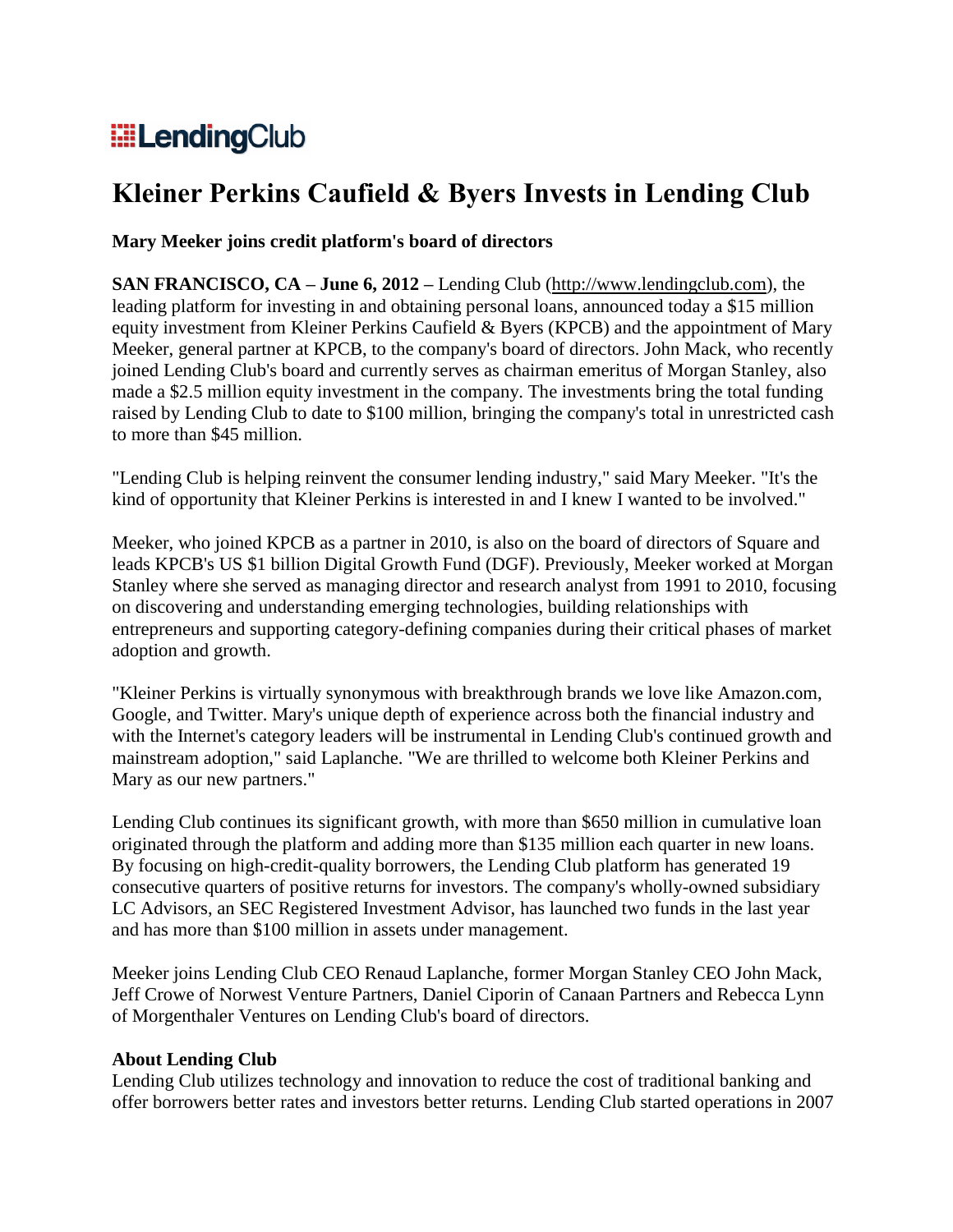LendingClub

# Kleiner Perkins Caufield & Byers Invests in Lending Club

**Mary Meeker joins credit platform's board of directors**

**SAN FRANCISCO, CA – June 6, 2012 –** Lending Club (http://www.lendingclub.com), the leading platform for investing in and obtaining personal loans, announced today a $15 million equity investment from Kleiner Perkins Caufield & Byers (KPCB) and the appointment of Mary Meeker, general partner at KPCB, to the company's board of directors. John Mack, who recently joined Lending Club's board and currently serves as chairman emeritus of Morgan Stanley, also made a $2.5 million equity investment in the company. The investments bring the total funding raised by Lending Club to date to $100 million, bringing the company's total in unrestricted cash to more than $45 million.

"Lending Club is helping reinvent the consumer lending industry," said Mary Meeker. "It's the kind of opportunity that Kleiner Perkins is interested in and I knew I wanted to be involved."

Meeker, who joined KPCB as a partner in 2010, is also on the board of directors of Square and leads KPCB's US $1 billion Digital Growth Fund (DGF). Previously, Meeker worked at Morgan Stanley where she served as managing director and research analyst from 1991 to 2010, focusing on discovering and understanding emerging technologies, building relationships with entrepreneurs and supporting category-defining companies during their critical phases of market adoption and growth.

"Kleiner Perkins is virtually synonymous with breakthrough brands we love like Amazon.com, Google, and Twitter. Mary's unique depth of experience across both the financial industry and with the Internet's category leaders will be instrumental in Lending Club's continued growth and mainstream adoption," said Laplanche. "We are thrilled to welcome both Kleiner Perkins and Mary as our new partners."

Lending Club continues its significant growth, with more than $650 million in cumulative loan originated through the platform and adding more than $135 million each quarter in new loans. By focusing on high-credit-quality borrowers, the Lending Club platform has generated 19 consecutive quarters of positive returns for investors. The company's wholly-owned subsidiary LC Advisors, an SEC Registered Investment Advisor, has launched two funds in the last year and has more than $100 million in assets under management.

Meeker joins Lending Club CEO Renaud Laplanche, former Morgan Stanley CEO John Mack, Jeff Crowe of Norwest Venture Partners, Daniel Ciporin of Canaan Partners and Rebecca Lynn of Morgenthaler Ventures on Lending Club's board of directors.

**About Lending Club**

Lending Club utilizes technology and innovation to reduce the cost of traditional banking and offer borrowers better rates and investors better returns. Lending Club started operations in 2007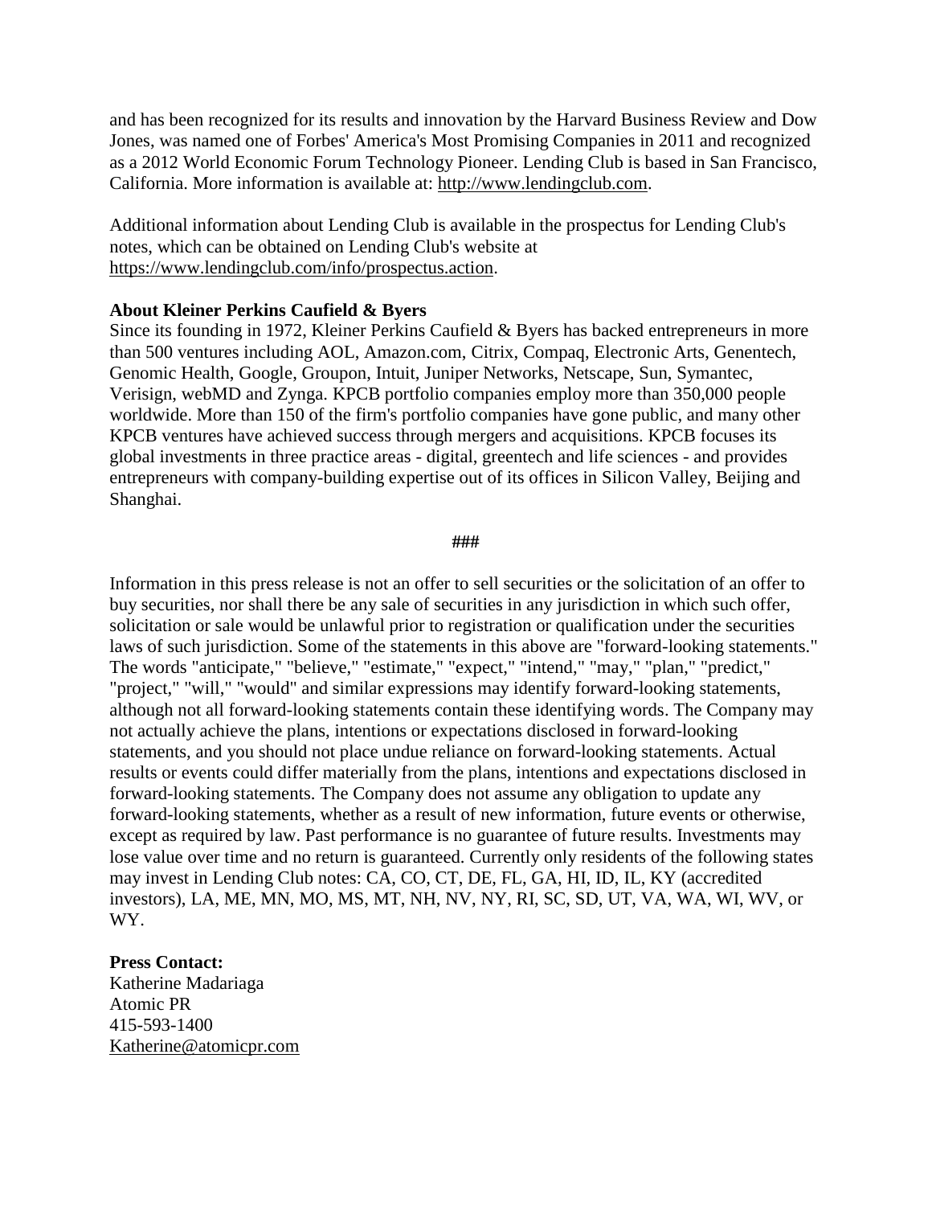and has been recognized for its results and innovation by the Harvard Business Review and Dow Jones, was named one of Forbes' America's Most Promising Companies in 2011 and recognized as a 2012 World Economic Forum Technology Pioneer. Lending Club is based in San Francisco, California. More information is available at: http://www.lendingclub.com.

Additional information about Lending Club is available in the prospectus for Lending Club's notes, which can be obtained on Lending Club's website at https://www.lendingclub.com/info/prospectus.action.

**About Kleiner Perkins Caufield & Byers**

Since its founding in 1972, Kleiner Perkins Caufield & Byers has backed entrepreneurs in more than 500 ventures including AOL, Amazon.com, Citrix, Compaq, Electronic Arts, Genentech, Genomic Health, Google, Groupon, Intuit, Juniper Networks, Netscape, Sun, Symantec, Verisign, webMD and Zynga. KPCB portfolio companies employ more than 350,000 people worldwide. More than 150 of the firm's portfolio companies have gone public, and many other KPCB ventures have achieved success through mergers and acquisitions. KPCB focuses its global investments in three practice areas - digital, greentech and life sciences - and provides entrepreneurs with company-building expertise out of its offices in Silicon Valley, Beijing and Shanghai.

**###**

Information in this press release is not an offer to sell securities or the solicitation of an offer to buy securities, nor shall there be any sale of securities in any jurisdiction in which such offer, solicitation or sale would be unlawful prior to registration or qualification under the securities laws of such jurisdiction. Some of the statements in this above are "forward-looking statements." The words "anticipate," "believe," "estimate," "expect," "intend," "may," "plan," "predict," "project," "will," "would" and similar expressions may identify forward-looking statements, although not all forward-looking statements contain these identifying words. The Company may not actually achieve the plans, intentions or expectations disclosed in forward-looking statements, and you should not place undue reliance on forward-looking statements. Actual results or events could differ materially from the plans, intentions and expectations disclosed in forward-looking statements. The Company does not assume any obligation to update any forward-looking statements, whether as a result of new information, future events or otherwise, except as required by law. Past performance is no guarantee of future results. Investments may lose value over time and no return is guaranteed. Currently only residents of the following states may invest in Lending Club notes: CA, CO, CT, DE, FL, GA, HI, ID, IL, KY (accredited investors), LA, ME, MN, MO, MS, MT, NH, NV, NY, RI, SC, SD, UT, VA, WA, WI, WV, or WY.

**Press Contact:**

Katherine Madariaga
Atomic PR
415-593-1400
Katherine@atomicpr.com